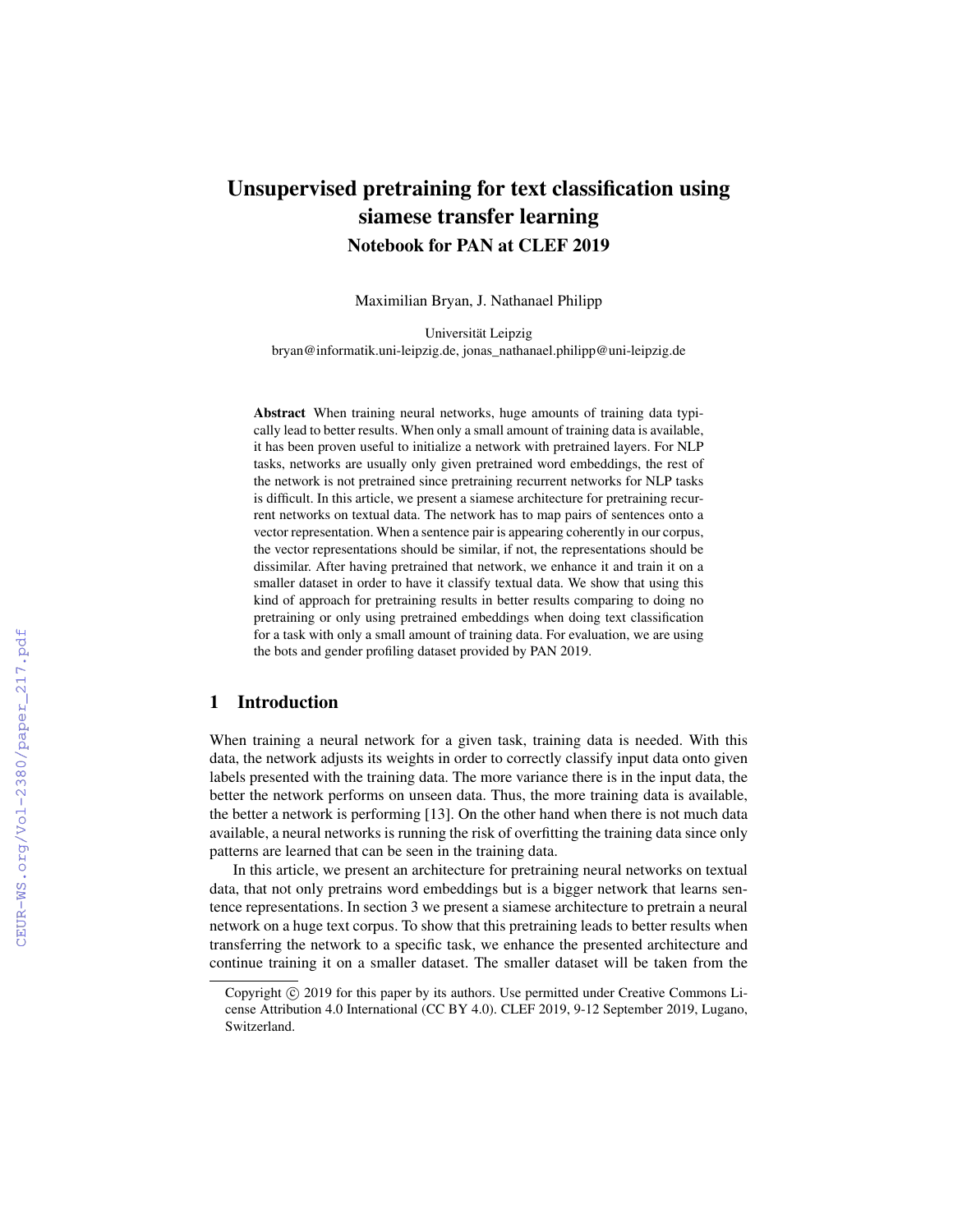# Unsupervised pretraining for text classification using siamese transfer learning

## Notebook for PAN at CLEF 2019

Maximilian Bryan, J. Nathanael Philipp

Universität Leipzig
bryan@informatik.uni-leipzig.de, jonas_nathanael.philipp@uni-leipzig.de

**Abstract** When training neural networks, huge amounts of training data typically lead to better results. When only a small amount of training data is available, it has been proven useful to initialize a network with pretrained layers. For NLP tasks, networks are usually only given pretrained word embeddings, the rest of the network is not pretrained since pretraining recurrent networks for NLP tasks is difficult. In this article, we present a siamese architecture for pretraining recurrent networks on textual data. The network has to map pairs of sentences onto a vector representation. When a sentence pair is appearing coherently in our corpus, the vector representations should be similar, if not, the representations should be dissimilar. After having pretrained that network, we enhance it and train it on a smaller dataset in order to have it classify textual data. We show that using this kind of approach for pretraining results in better results comparing to doing no pretraining or only using pretrained embeddings when doing text classification for a task with only a small amount of training data. For evaluation, we are using the bots and gender profiling dataset provided by PAN 2019.

## 1 Introduction

When training a neural network for a given task, training data is needed. With this data, the network adjusts its weights in order to correctly classify input data onto given labels presented with the training data. The more variance there is in the input data, the better the network performs on unseen data. Thus, the more training data is available, the better a network is performing [13]. On the other hand when there is not much data available, a neural networks is running the risk of overfitting the training data since only patterns are learned that can be seen in the training data.

In this article, we present an architecture for pretraining neural networks on textual data, that not only pretrains word embeddings but is a bigger network that learns sentence representations. In section 3 we present a siamese architecture to pretrain a neural network on a huge text corpus. To show that this pretraining leads to better results when transferring the network to a specific task, we enhance the presented architecture and continue training it on a smaller dataset. The smaller dataset will be taken from the

Copyright © 2019 for this paper by its authors. Use permitted under Creative Commons License Attribution 4.0 International (CC BY 4.0). CLEF 2019, 9-12 September 2019, Lugano, Switzerland.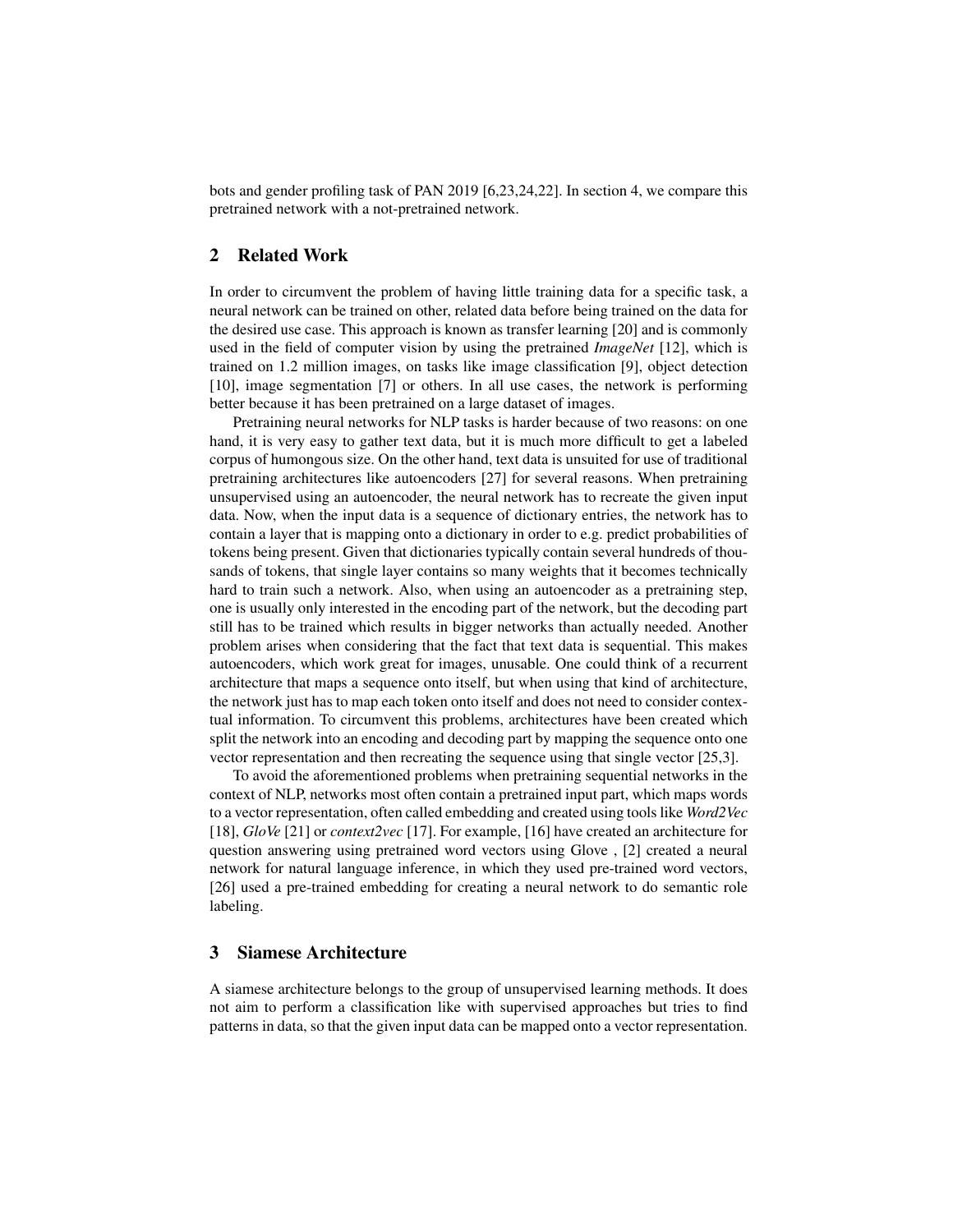bots and gender profiling task of PAN 2019 [6,23,24,22]. In section 4, we compare this pretrained network with a not-pretrained network.

## 2 Related Work

In order to circumvent the problem of having little training data for a specific task, a neural network can be trained on other, related data before being trained on the data for the desired use case. This approach is known as transfer learning [20] and is commonly used in the field of computer vision by using the pretrained *ImageNet* [12], which is trained on 1.2 million images, on tasks like image classification [9], object detection [10], image segmentation [7] or others. In all use cases, the network is performing better because it has been pretrained on a large dataset of images.

Pretraining neural networks for NLP tasks is harder because of two reasons: on one hand, it is very easy to gather text data, but it is much more difficult to get a labeled corpus of humongous size. On the other hand, text data is unsuited for use of traditional pretraining architectures like autoencoders [27] for several reasons. When pretraining unsupervised using an autoencoder, the neural network has to recreate the given input data. Now, when the input data is a sequence of dictionary entries, the network has to contain a layer that is mapping onto a dictionary in order to e.g. predict probabilities of tokens being present. Given that dictionaries typically contain several hundreds of thousands of tokens, that single layer contains so many weights that it becomes technically hard to train such a network. Also, when using an autoencoder as a pretraining step, one is usually only interested in the encoding part of the network, but the decoding part still has to be trained which results in bigger networks than actually needed. Another problem arises when considering that the fact that text data is sequential. This makes autoencoders, which work great for images, unusable. One could think of a recurrent architecture that maps a sequence onto itself, but when using that kind of architecture, the network just has to map each token onto itself and does not need to consider contextual information. To circumvent this problems, architectures have been created which split the network into an encoding and decoding part by mapping the sequence onto one vector representation and then recreating the sequence using that single vector [25,3].

To avoid the aforementioned problems when pretraining sequential networks in the context of NLP, networks most often contain a pretrained input part, which maps words to a vector representation, often called embedding and created using tools like *Word2Vec* [18], *GloVe* [21] or *context2vec* [17]. For example, [16] have created an architecture for question answering using pretrained word vectors using Glove , [2] created a neural network for natural language inference, in which they used pre-trained word vectors, [26] used a pre-trained embedding for creating a neural network to do semantic role labeling.

## 3 Siamese Architecture

A siamese architecture belongs to the group of unsupervised learning methods. It does not aim to perform a classification like with supervised approaches but tries to find patterns in data, so that the given input data can be mapped onto a vector representation.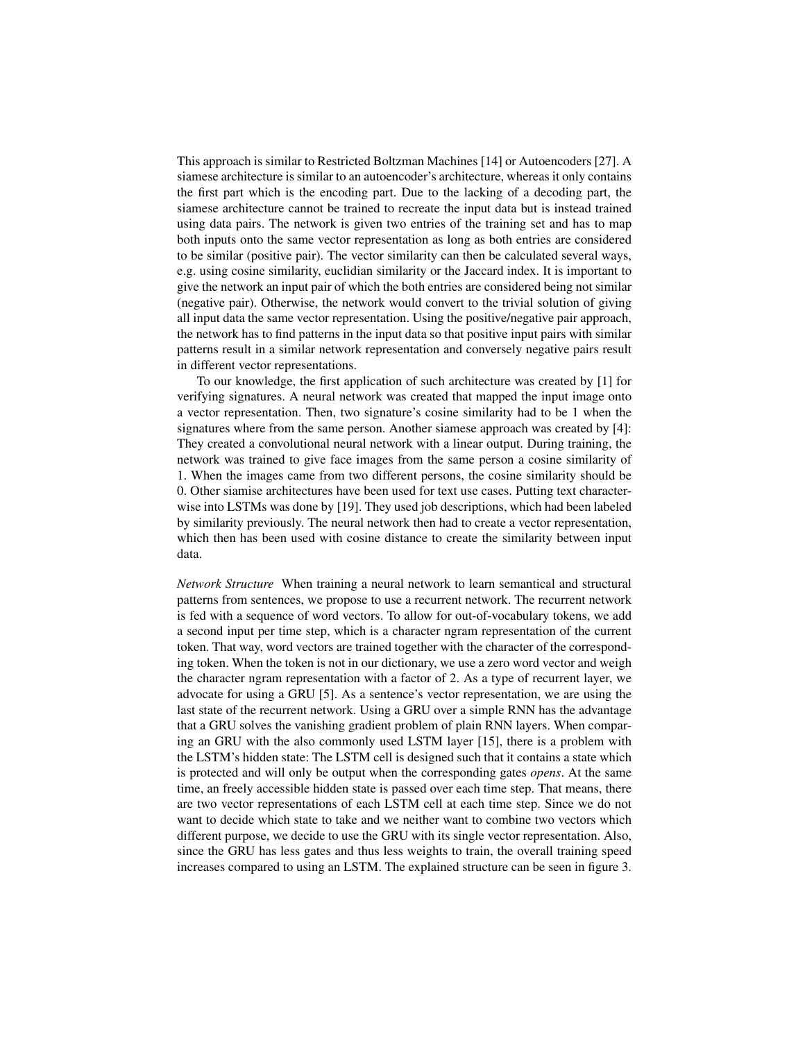This approach is similar to Restricted Boltzman Machines [14] or Autoencoders [27]. A siamese architecture is similar to an autoencoder's architecture, whereas it only contains the first part which is the encoding part. Due to the lacking of a decoding part, the siamese architecture cannot be trained to recreate the input data but is instead trained using data pairs. The network is given two entries of the training set and has to map both inputs onto the same vector representation as long as both entries are considered to be similar (positive pair). The vector similarity can then be calculated several ways, e.g. using cosine similarity, euclidian similarity or the Jaccard index. It is important to give the network an input pair of which the both entries are considered being not similar (negative pair). Otherwise, the network would convert to the trivial solution of giving all input data the same vector representation. Using the positive/negative pair approach, the network has to find patterns in the input data so that positive input pairs with similar patterns result in a similar network representation and conversely negative pairs result in different vector representations.

To our knowledge, the first application of such architecture was created by [1] for verifying signatures. A neural network was created that mapped the input image onto a vector representation. Then, two signature's cosine similarity had to be 1 when the signatures where from the same person. Another siamese approach was created by [4]: They created a convolutional neural network with a linear output. During training, the network was trained to give face images from the same person a cosine similarity of 1. When the images came from two different persons, the cosine similarity should be 0. Other siamise architectures have been used for text use cases. Putting text character-wise into LSTMs was done by [19]. They used job descriptions, which had been labeled by similarity previously. The neural network then had to create a vector representation, which then has been used with cosine distance to create the similarity between input data.

*Network Structure* When training a neural network to learn semantical and structural patterns from sentences, we propose to use a recurrent network. The recurrent network is fed with a sequence of word vectors. To allow for out-of-vocabulary tokens, we add a second input per time step, which is a character ngram representation of the current token. That way, word vectors are trained together with the character of the corresponding token. When the token is not in our dictionary, we use a zero word vector and weigh the character ngram representation with a factor of 2. As a type of recurrent layer, we advocate for using a GRU [5]. As a sentence's vector representation, we are using the last state of the recurrent network. Using a GRU over a simple RNN has the advantage that a GRU solves the vanishing gradient problem of plain RNN layers. When comparing an GRU with the also commonly used LSTM layer [15], there is a problem with the LSTM's hidden state: The LSTM cell is designed such that it contains a state which is protected and will only be output when the corresponding gates *opens*. At the same time, an freely accessible hidden state is passed over each time step. That means, there are two vector representations of each LSTM cell at each time step. Since we do not want to decide which state to take and we neither want to combine two vectors which different purpose, we decide to use the GRU with its single vector representation. Also, since the GRU has less gates and thus less weights to train, the overall training speed increases compared to using an LSTM. The explained structure can be seen in figure 3.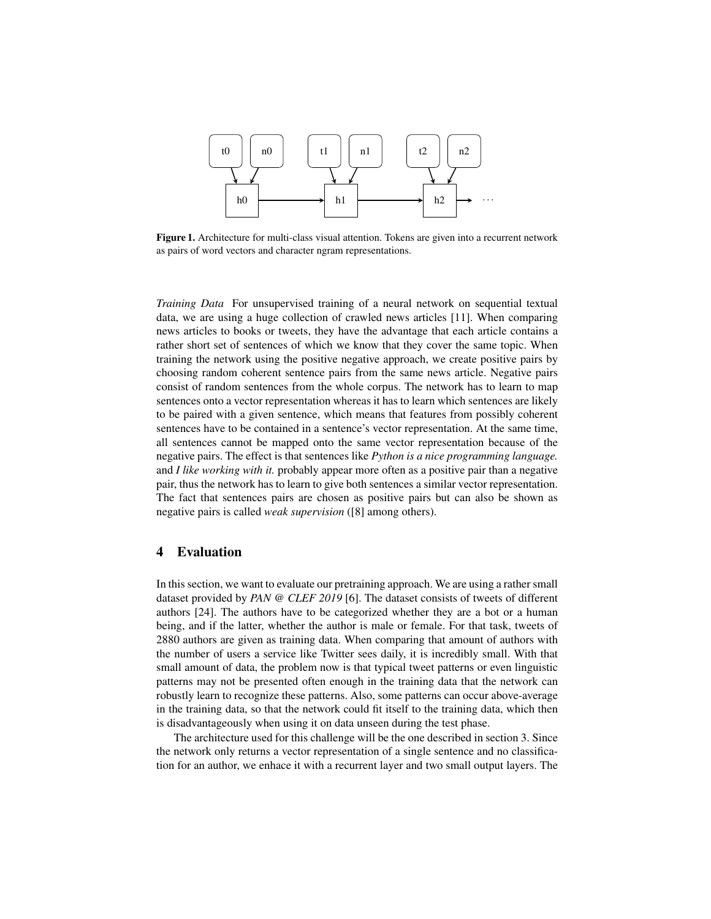**Figure 1.** Architecture for multi-class visual attention. Tokens are given into a recurrent network as pairs of word vectors and character ngram representations.

*Training Data* For unsupervised training of a neural network on sequential textual data, we are using a huge collection of crawled news articles [11]. When comparing news articles to books or tweets, they have the advantage that each article contains a rather short set of sentences of which we know that they cover the same topic. When training the network using the positive negative approach, we create positive pairs by choosing random coherent sentence pairs from the same news article. Negative pairs consist of random sentences from the whole corpus. The network has to learn to map sentences onto a vector representation whereas it has to learn which sentences are likely to be paired with a given sentence, which means that features from possibly coherent sentences have to be contained in a sentence's vector representation. At the same time, all sentences cannot be mapped onto the same vector representation because of the negative pairs. The effect is that sentences like *Python is a nice programming language.* and *I like working with it.* probably appear more often as a positive pair than a negative pair, thus the network has to learn to give both sentences a similar vector representation. The fact that sentences pairs are chosen as positive pairs but can also be shown as negative pairs is called *weak supervision* ([8] among others).

## 4 Evaluation

In this section, we want to evaluate our pretraining approach. We are using a rather small dataset provided by *PAN @ CLEF 2019* [6]. The dataset consists of tweets of different authors [24]. The authors have to be categorized whether they are a bot or a human being, and if the latter, whether the author is male or female. For that task, tweets of 2880 authors are given as training data. When comparing that amount of authors with the number of users a service like Twitter sees daily, it is incredibly small. With that small amount of data, the problem now is that typical tweet patterns or even linguistic patterns may not be presented often enough in the training data that the network can robustly learn to recognize these patterns. Also, some patterns can occur above-average in the training data, so that the network could fit itself to the training data, which then is disadvantageously when using it on data unseen during the test phase.

The architecture used for this challenge will be the one described in section 3. Since the network only returns a vector representation of a single sentence and no classification for an author, we enhace it with a recurrent layer and two small output layers. The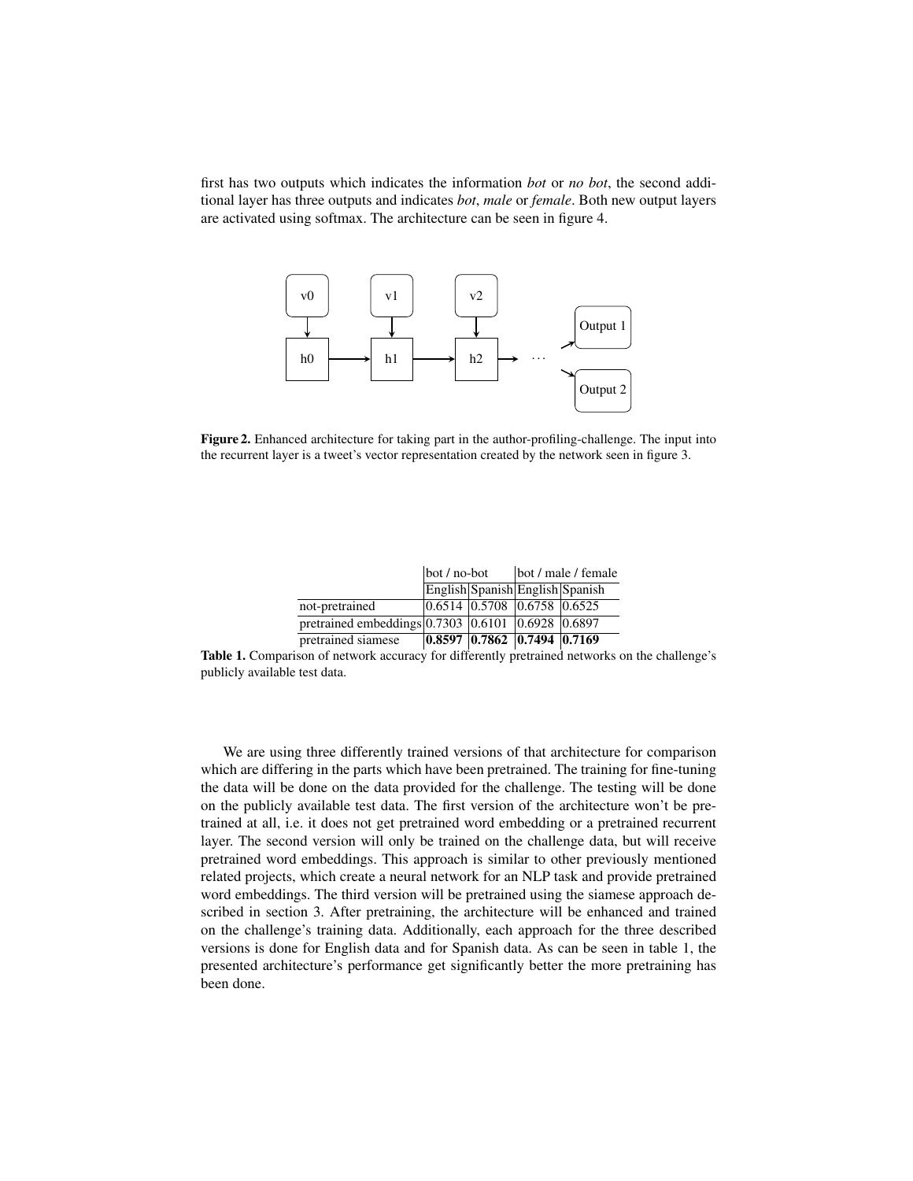first has two outputs which indicates the information *bot* or *no bot*, the second additional layer has three outputs and indicates *bot*, *male* or *female*. Both new output layers are activated using softmax. The architecture can be seen in figure 4.

**Figure 2.** Enhanced architecture for taking part in the author-profiling-challenge. The input into the recurrent layer is a tweet's vector representation created by the network seen in figure 3.

| | bot / no-bot | | bot / male / female | |
|---|---|---|---|---|
| | English | Spanish | English | Spanish |
| not-pretrained | 0.6514 | 0.5708 | 0.6758 | 0.6525 |
| pretrained embeddings | 0.7303 | 0.6101 | 0.6928 | 0.6897 |
| pretrained siamese | **0.8597** | **0.7862** | **0.7494** | **0.7169** |

**Table 1.** Comparison of network accuracy for differently pretrained networks on the challenge's publicly available test data.

We are using three differently trained versions of that architecture for comparison which are differing in the parts which have been pretrained. The training for fine-tuning the data will be done on the data provided for the challenge. The testing will be done on the publicly available test data. The first version of the architecture won't be pretrained at all, i.e. it does not get pretrained word embedding or a pretrained recurrent layer. The second version will only be trained on the challenge data, but will receive pretrained word embeddings. This approach is similar to other previously mentioned related projects, which create a neural network for an NLP task and provide pretrained word embeddings. The third version will be pretrained using the siamese approach described in section 3. After pretraining, the architecture will be enhanced and trained on the challenge's training data. Additionally, each approach for the three described versions is done for English data and for Spanish data. As can be seen in table 1, the presented architecture's performance get significantly better the more pretraining has been done.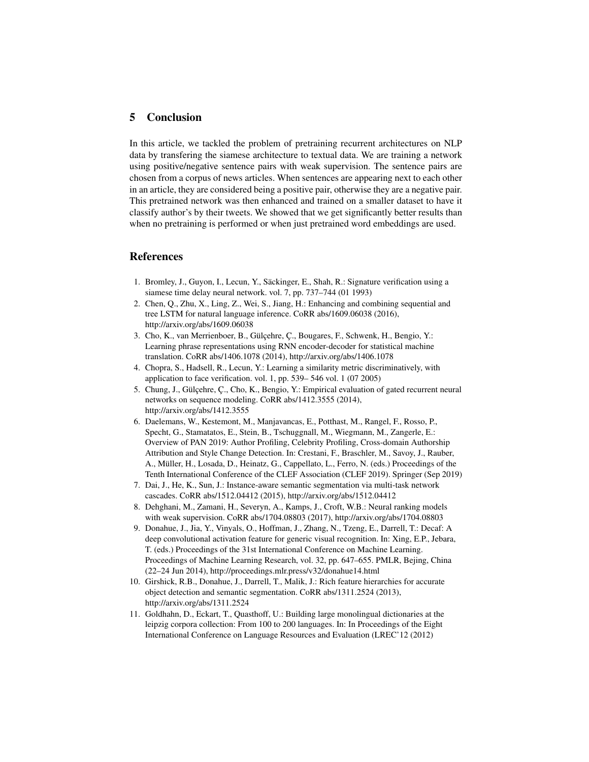## 5 Conclusion

In this article, we tackled the problem of pretraining recurrent architectures on NLP data by transfering the siamese architecture to textual data. We are training a network using positive/negative sentence pairs with weak supervision. The sentence pairs are chosen from a corpus of news articles. When sentences are appearing next to each other in an article, they are considered being a positive pair, otherwise they are a negative pair. This pretrained network was then enhanced and trained on a smaller dataset to have it classify author's by their tweets. We showed that we get significantly better results than when no pretraining is performed or when just pretrained word embeddings are used.

## References

1. Bromley, J., Guyon, I., Lecun, Y., Säckinger, E., Shah, R.: Signature verification using a siamese time delay neural network. vol. 7, pp. 737–744 (01 1993)
2. Chen, Q., Zhu, X., Ling, Z., Wei, S., Jiang, H.: Enhancing and combining sequential and tree LSTM for natural language inference. CoRR abs/1609.06038 (2016), http://arxiv.org/abs/1609.06038
3. Cho, K., van Merrienboer, B., Gülçehre, Ç., Bougares, F., Schwenk, H., Bengio, Y.: Learning phrase representations using RNN encoder-decoder for statistical machine translation. CoRR abs/1406.1078 (2014), http://arxiv.org/abs/1406.1078
4. Chopra, S., Hadsell, R., Lecun, Y.: Learning a similarity metric discriminatively, with application to face verification. vol. 1, pp. 539– 546 vol. 1 (07 2005)
5. Chung, J., Gülçehre, Ç., Cho, K., Bengio, Y.: Empirical evaluation of gated recurrent neural networks on sequence modeling. CoRR abs/1412.3555 (2014), http://arxiv.org/abs/1412.3555
6. Daelemans, W., Kestemont, M., Manjavancas, E., Potthast, M., Rangel, F., Rosso, P., Specht, G., Stamatatos, E., Stein, B., Tschuggnall, M., Wiegmann, M., Zangerle, E.: Overview of PAN 2019: Author Profiling, Celebrity Profiling, Cross-domain Authorship Attribution and Style Change Detection. In: Crestani, F., Braschler, M., Savoy, J., Rauber, A., Müller, H., Losada, D., Heinatz, G., Cappellato, L., Ferro, N. (eds.) Proceedings of the Tenth International Conference of the CLEF Association (CLEF 2019). Springer (Sep 2019)
7. Dai, J., He, K., Sun, J.: Instance-aware semantic segmentation via multi-task network cascades. CoRR abs/1512.04412 (2015), http://arxiv.org/abs/1512.04412
8. Dehghani, M., Zamani, H., Severyn, A., Kamps, J., Croft, W.B.: Neural ranking models with weak supervision. CoRR abs/1704.08803 (2017), http://arxiv.org/abs/1704.08803
9. Donahue, J., Jia, Y., Vinyals, O., Hoffman, J., Zhang, N., Tzeng, E., Darrell, T.: Decaf: A deep convolutional activation feature for generic visual recognition. In: Xing, E.P., Jebara, T. (eds.) Proceedings of the 31st International Conference on Machine Learning. Proceedings of Machine Learning Research, vol. 32, pp. 647–655. PMLR, Bejing, China (22–24 Jun 2014), http://proceedings.mlr.press/v32/donahue14.html
10. Girshick, R.B., Donahue, J., Darrell, T., Malik, J.: Rich feature hierarchies for accurate object detection and semantic segmentation. CoRR abs/1311.2524 (2013), http://arxiv.org/abs/1311.2524
11. Goldhahn, D., Eckart, T., Quasthoff, U.: Building large monolingual dictionaries at the leipzig corpora collection: From 100 to 200 languages. In: In Proceedings of the Eight International Conference on Language Resources and Evaluation (LREC'12 (2012)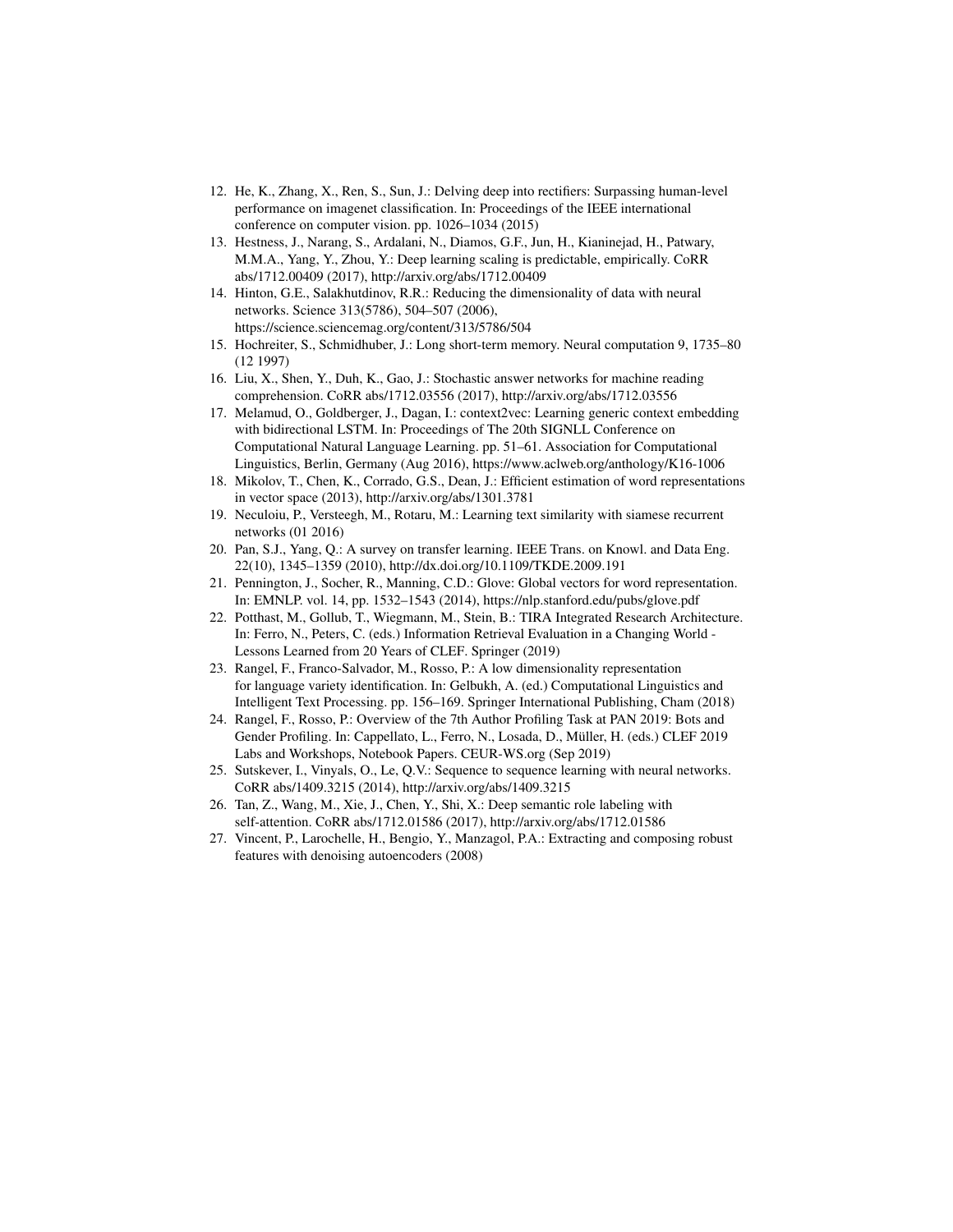12. He, K., Zhang, X., Ren, S., Sun, J.: Delving deep into rectifiers: Surpassing human-level performance on imagenet classification. In: Proceedings of the IEEE international conference on computer vision. pp. 1026–1034 (2015)
13. Hestness, J., Narang, S., Ardalani, N., Diamos, G.F., Jun, H., Kianinejad, H., Patwary, M.M.A., Yang, Y., Zhou, Y.: Deep learning scaling is predictable, empirically. CoRR abs/1712.00409 (2017), http://arxiv.org/abs/1712.00409
14. Hinton, G.E., Salakhutdinov, R.R.: Reducing the dimensionality of data with neural networks. Science 313(5786), 504–507 (2006), https://science.sciencemag.org/content/313/5786/504
15. Hochreiter, S., Schmidhuber, J.: Long short-term memory. Neural computation 9, 1735–80 (12 1997)
16. Liu, X., Shen, Y., Duh, K., Gao, J.: Stochastic answer networks for machine reading comprehension. CoRR abs/1712.03556 (2017), http://arxiv.org/abs/1712.03556
17. Melamud, O., Goldberger, J., Dagan, I.: context2vec: Learning generic context embedding with bidirectional LSTM. In: Proceedings of The 20th SIGNLL Conference on Computational Natural Language Learning. pp. 51–61. Association for Computational Linguistics, Berlin, Germany (Aug 2016), https://www.aclweb.org/anthology/K16-1006
18. Mikolov, T., Chen, K., Corrado, G.S., Dean, J.: Efficient estimation of word representations in vector space (2013), http://arxiv.org/abs/1301.3781
19. Neculoiu, P., Versteegh, M., Rotaru, M.: Learning text similarity with siamese recurrent networks (01 2016)
20. Pan, S.J., Yang, Q.: A survey on transfer learning. IEEE Trans. on Knowl. and Data Eng. 22(10), 1345–1359 (2010), http://dx.doi.org/10.1109/TKDE.2009.191
21. Pennington, J., Socher, R., Manning, C.D.: Glove: Global vectors for word representation. In: EMNLP. vol. 14, pp. 1532–1543 (2014), https://nlp.stanford.edu/pubs/glove.pdf
22. Potthast, M., Gollub, T., Wiegmann, M., Stein, B.: TIRA Integrated Research Architecture. In: Ferro, N., Peters, C. (eds.) Information Retrieval Evaluation in a Changing World - Lessons Learned from 20 Years of CLEF. Springer (2019)
23. Rangel, F., Franco-Salvador, M., Rosso, P.: A low dimensionality representation for language variety identification. In: Gelbukh, A. (ed.) Computational Linguistics and Intelligent Text Processing. pp. 156–169. Springer International Publishing, Cham (2018)
24. Rangel, F., Rosso, P.: Overview of the 7th Author Profiling Task at PAN 2019: Bots and Gender Profiling. In: Cappellato, L., Ferro, N., Losada, D., Müller, H. (eds.) CLEF 2019 Labs and Workshops, Notebook Papers. CEUR-WS.org (Sep 2019)
25. Sutskever, I., Vinyals, O., Le, Q.V.: Sequence to sequence learning with neural networks. CoRR abs/1409.3215 (2014), http://arxiv.org/abs/1409.3215
26. Tan, Z., Wang, M., Xie, J., Chen, Y., Shi, X.: Deep semantic role labeling with self-attention. CoRR abs/1712.01586 (2017), http://arxiv.org/abs/1712.01586
27. Vincent, P., Larochelle, H., Bengio, Y., Manzagol, P.A.: Extracting and composing robust features with denoising autoencoders (2008)